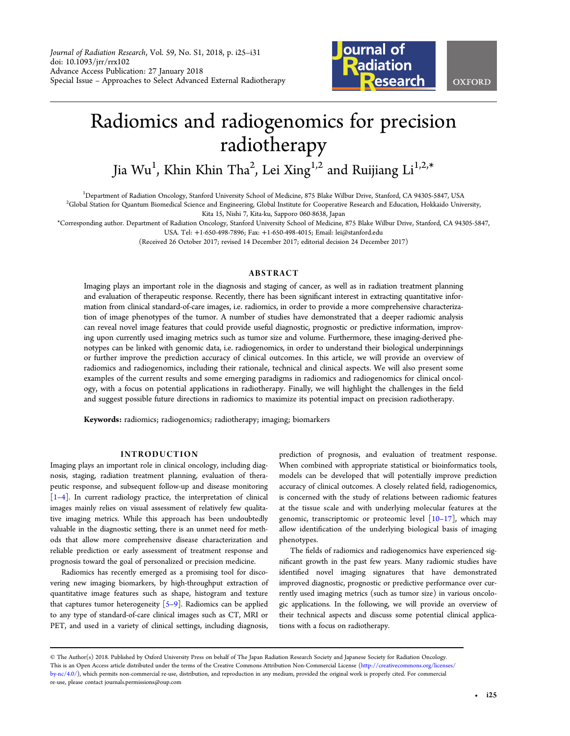# Radiomics and radiogenomics for precision radiotherapy

Jia Wu[1], Khin Khin Tha[2], Lei Xing[1,2] and Ruijiang Li[1,2,*]

[1]Department of Radiation Oncology, Stanford University School of Medicine, 875 Blake Wilbur Drive, Stanford, CA 94305-5847, USA

[2]Global Station for Quantum Biomedical Science and Engineering, Global Institute for Cooperative Research and Education, Hokkaido University, Kita 15, Nishi 7, Kita-ku, Sapporo 060-8638, Japan

*Corresponding author. Department of Radiation Oncology, Stanford University School of Medicine, 875 Blake Wilbur Drive, Stanford, CA 94305-5847, USA. Tel: +1-650-498-7896; Fax: +1-650-498-4015; Email: lei@stanford.edu

(Received 26 October 2017; revised 14 December 2017; editorial decision 24 December 2017)

## ABSTRACT

Imaging plays an important role in the diagnosis and staging of cancer, as well as in radiation treatment planning and evaluation of therapeutic response. Recently, there has been significant interest in extracting quantitative information from clinical standard-of-care images, i.e. radiomics, in order to provide a more comprehensive characterization of image phenotypes of the tumor. A number of studies have demonstrated that a deeper radiomic analysis can reveal novel image features that could provide useful diagnostic, prognostic or predictive information, improving upon currently used imaging metrics such as tumor size and volume. Furthermore, these imaging-derived phenotypes can be linked with genomic data, i.e. radiogenomics, in order to understand their biological underpinnings or further improve the prediction accuracy of clinical outcomes. In this article, we will provide an overview of radiomics and radiogenomics, including their rationale, technical and clinical aspects. We will also present some examples of the current results and some emerging paradigms in radiomics and radiogenomics for clinical oncology, with a focus on potential applications in radiotherapy. Finally, we will highlight the challenges in the field and suggest possible future directions in radiomics to maximize its potential impact on precision radiotherapy.

**Keywords:** radiomics; radiogenomics; radiotherapy; imaging; biomarkers

## INTRODUCTION

Imaging plays an important role in clinical oncology, including diagnosis, staging, radiation treatment planning, evaluation of therapeutic response, and subsequent follow-up and disease monitoring [1–4]. In current radiology practice, the interpretation of clinical images mainly relies on visual assessment of relatively few qualitative imaging metrics. While this approach has been undoubtedly valuable in the diagnostic setting, there is an unmet need for methods that allow more comprehensive disease characterization and reliable prediction or early assessment of treatment response and prognosis toward the goal of personalized or precision medicine.

Radiomics has recently emerged as a promising tool for discovering new imaging biomarkers, by high-throughput extraction of quantitative image features such as shape, histogram and texture that captures tumor heterogeneity [5–9]. Radiomics can be applied to any type of standard-of-care clinical images such as CT, MRI or PET, and used in a variety of clinical settings, including diagnosis, prediction of prognosis, and evaluation of treatment response. When combined with appropriate statistical or bioinformatics tools, models can be developed that will potentially improve prediction accuracy of clinical outcomes. A closely related field, radiogenomics, is concerned with the study of relations between radiomic features at the tissue scale and with underlying molecular features at the genomic, transcriptomic or proteomic level [10–17], which may allow identification of the underlying biological basis of imaging phenotypes.

The fields of radiomics and radiogenomics have experienced significant growth in the past few years. Many radiomic studies have identified novel imaging signatures that have demonstrated improved diagnostic, prognostic or predictive performance over currently used imaging metrics (such as tumor size) in various oncologic applications. In the following, we will provide an overview of their technical aspects and discuss some potential clinical applications with a focus on radiotherapy.

© The Author(s) 2018. Published by Oxford University Press on behalf of The Japan Radiation Research Society and Japanese Society for Radiation Oncology. This is an Open Access article distributed under the terms of the Creative Commons Attribution Non-Commercial License (http://creativecommons.org/licenses/by-nc/4.0/), which permits non-commercial re-use, distribution, and reproduction in any medium, provided the original work is properly cited. For commercial re-use, please contact journals.permissions@oup.com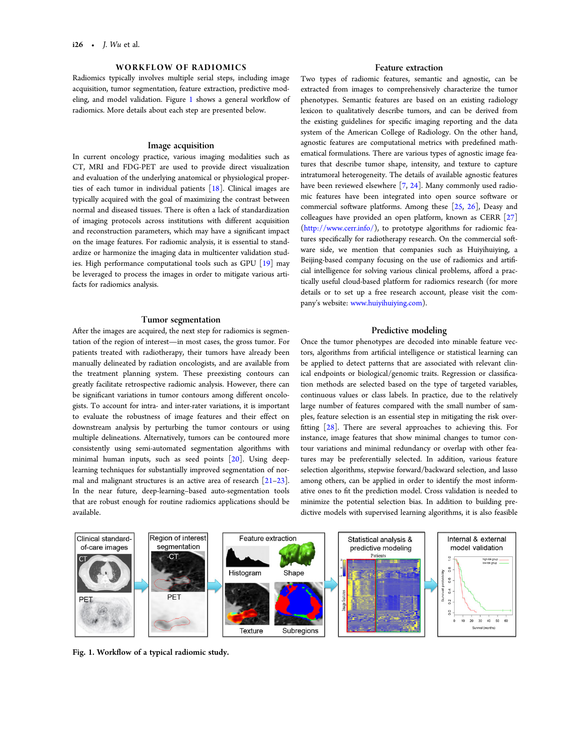## WORKFLOW OF RADIOMICS

Radiomics typically involves multiple serial steps, including image acquisition, tumor segmentation, feature extraction, predictive modeling, and model validation. Figure 1 shows a general workflow of radiomics. More details about each step are presented below.

### Image acquisition

In current oncology practice, various imaging modalities such as CT, MRI and FDG-PET are used to provide direct visualization and evaluation of the underlying anatomical or physiological properties of each tumor in individual patients [18]. Clinical images are typically acquired with the goal of maximizing the contrast between normal and diseased tissues. There is often a lack of standardization of imaging protocols across institutions with different acquisition and reconstruction parameters, which may have a significant impact on the image features. For radiomic analysis, it is essential to standardize or harmonize the imaging data in multicenter validation studies. High performance computational tools such as GPU [19] may be leveraged to process the images in order to mitigate various artifacts for radiomics analysis.

### Tumor segmentation

After the images are acquired, the next step for radiomics is segmentation of the region of interest—in most cases, the gross tumor. For patients treated with radiotherapy, their tumors have already been manually delineated by radiation oncologists, and are available from the treatment planning system. These preexisting contours can greatly facilitate retrospective radiomic analysis. However, there can be significant variations in tumor contours among different oncologists. To account for intra- and inter-rater variations, it is important to evaluate the robustness of image features and their effect on downstream analysis by perturbing the tumor contours or using multiple delineations. Alternatively, tumors can be contoured more consistently using semi-automated segmentation algorithms with minimal human inputs, such as seed points [20]. Using deep-learning techniques for substantially improved segmentation of normal and malignant structures is an active area of research [21–23]. In the near future, deep-learning–based auto-segmentation tools that are robust enough for routine radiomics applications should be available.

### Feature extraction

Two types of radiomic features, semantic and agnostic, can be extracted from images to comprehensively characterize the tumor phenotypes. Semantic features are based on an existing radiology lexicon to qualitatively describe tumors, and can be derived from the existing guidelines for specific imaging reporting and the data system of the American College of Radiology. On the other hand, agnostic features are computational metrics with predefined mathematical formulations. There are various types of agnostic image features that describe tumor shape, intensity, and texture to capture intratumoral heterogeneity. The details of available agnostic features have been reviewed elsewhere [7, 24]. Many commonly used radiomic features have been integrated into open source software or commercial software platforms. Among these [25, 26], Deasy and colleagues have provided an open platform, known as CERR [27] (http://www.cerr.info/), to prototype algorithms for radiomic features specifically for radiotherapy research. On the commercial software side, we mention that companies such as Huiyihuiying, a Beijing-based company focusing on the use of radiomics and artificial intelligence for solving various clinical problems, afford a practically useful cloud-based platform for radiomics research (for more details or to set up a free research account, please visit the company's website: www.huiyihuiying.com).

### Predictive modeling

Once the tumor phenotypes are decoded into minable feature vectors, algorithms from artificial intelligence or statistical learning can be applied to detect patterns that are associated with relevant clinical endpoints or biological/genomic traits. Regression or classification methods are selected based on the type of targeted variables, continuous values or class labels. In practice, due to the relatively large number of features compared with the small number of samples, feature selection is an essential step in mitigating the risk overfitting [28]. There are several approaches to achieving this. For instance, image features that show minimal changes to tumor contour variations and minimal redundancy or overlap with other features may be preferentially selected. In addition, various feature selection algorithms, stepwise forward/backward selection, and lasso among others, can be applied in order to identify the most informative ones to fit the prediction model. Cross validation is needed to minimize the potential selection bias. In addition to building predictive models with supervised learning algorithms, it is also feasible

**Fig. 1. Workflow of a typical radiomic study.**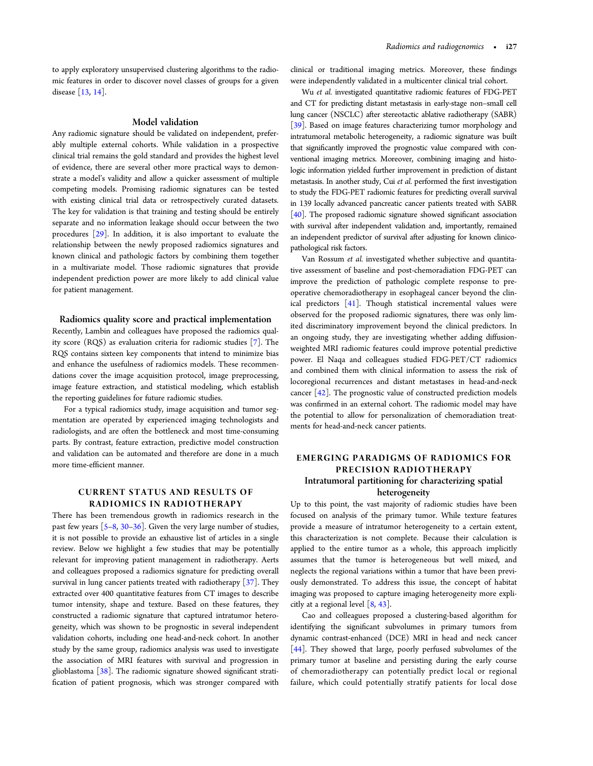to apply exploratory unsupervised clustering algorithms to the radiomic features in order to discover novel classes of groups for a given disease [13, 14].

### Model validation

Any radiomic signature should be validated on independent, preferably multiple external cohorts. While validation in a prospective clinical trial remains the gold standard and provides the highest level of evidence, there are several other more practical ways to demonstrate a model's validity and allow a quicker assessment of multiple competing models. Promising radiomic signatures can be tested with existing clinical trial data or retrospectively curated datasets. The key for validation is that training and testing should be entirely separate and no information leakage should occur between the two procedures [29]. In addition, it is also important to evaluate the relationship between the newly proposed radiomics signatures and known clinical and pathologic factors by combining them together in a multivariate model. Those radiomic signatures that provide independent prediction power are more likely to add clinical value for patient management.

### Radiomics quality score and practical implementation

Recently, Lambin and colleagues have proposed the radiomics quality score (RQS) as evaluation criteria for radiomic studies [7]. The RQS contains sixteen key components that intend to minimize bias and enhance the usefulness of radiomics models. These recommendations cover the image acquisition protocol, image preprocessing, image feature extraction, and statistical modeling, which establish the reporting guidelines for future radiomic studies.

For a typical radiomics study, image acquisition and tumor segmentation are operated by experienced imaging technologists and radiologists, and are often the bottleneck and most time-consuming parts. By contrast, feature extraction, predictive model construction and validation can be automated and therefore are done in a much more time-efficient manner.

## CURRENT STATUS AND RESULTS OF RADIOMICS IN RADIOTHERAPY

There has been tremendous growth in radiomics research in the past few years [5–8, 30–36]. Given the very large number of studies, it is not possible to provide an exhaustive list of articles in a single review. Below we highlight a few studies that may be potentially relevant for improving patient management in radiotherapy. Aerts and colleagues proposed a radiomics signature for predicting overall survival in lung cancer patients treated with radiotherapy [37]. They extracted over 400 quantitative features from CT images to describe tumor intensity, shape and texture. Based on these features, they constructed a radiomic signature that captured intratumor heterogeneity, which was shown to be prognostic in several independent validation cohorts, including one head-and-neck cohort. In another study by the same group, radiomics analysis was used to investigate the association of MRI features with survival and progression in glioblastoma [38]. The radiomic signature showed significant stratification of patient prognosis, which was stronger compared with clinical or traditional imaging metrics. Moreover, these findings were independently validated in a multicenter clinical trial cohort.

Wu *et al.* investigated quantitative radiomic features of FDG-PET and CT for predicting distant metastasis in early-stage non–small cell lung cancer (NSCLC) after stereotactic ablative radiotherapy (SABR) [39]. Based on image features characterizing tumor morphology and intratumoral metabolic heterogeneity, a radiomic signature was built that significantly improved the prognostic value compared with conventional imaging metrics. Moreover, combining imaging and histologic information yielded further improvement in prediction of distant metastasis. In another study, Cui *et al.* performed the first investigation to study the FDG-PET radiomic features for predicting overall survival in 139 locally advanced pancreatic cancer patients treated with SABR [40]. The proposed radiomic signature showed significant association with survival after independent validation and, importantly, remained an independent predictor of survival after adjusting for known clinicopathological risk factors.

Van Rossum *et al.* investigated whether subjective and quantitative assessment of baseline and post-chemoradiation FDG-PET can improve the prediction of pathologic complete response to preoperative chemoradiotherapy in esophageal cancer beyond the clinical predictors [41]. Though statistical incremental values were observed for the proposed radiomic signatures, there was only limited discriminatory improvement beyond the clinical predictors. In an ongoing study, they are investigating whether adding diffusion-weighted MRI radiomic features could improve potential predictive power. El Naqa and colleagues studied FDG-PET/CT radiomics and combined them with clinical information to assess the risk of locoregional recurrences and distant metastases in head-and-neck cancer [42]. The prognostic value of constructed prediction models was confirmed in an external cohort. The radiomic model may have the potential to allow for personalization of chemoradiation treatments for head-and-neck cancer patients.

## EMERGING PARADIGMS OF RADIOMICS FOR PRECISION RADIOTHERAPY

### Intratumoral partitioning for characterizing spatial heterogeneity

Up to this point, the vast majority of radiomic studies have been focused on analysis of the primary tumor. While texture features provide a measure of intratumor heterogeneity to a certain extent, this characterization is not complete. Because their calculation is applied to the entire tumor as a whole, this approach implicitly assumes that the tumor is heterogeneous but well mixed, and neglects the regional variations within a tumor that have been previously demonstrated. To address this issue, the concept of habitat imaging was proposed to capture imaging heterogeneity more explicitly at a regional level [8, 43].

Cao and colleagues proposed a clustering-based algorithm for identifying the significant subvolumes in primary tumors from dynamic contrast-enhanced (DCE) MRI in head and neck cancer [44]. They showed that large, poorly perfused subvolumes of the primary tumor at baseline and persisting during the early course of chemoradiotherapy can potentially predict local or regional failure, which could potentially stratify patients for local dose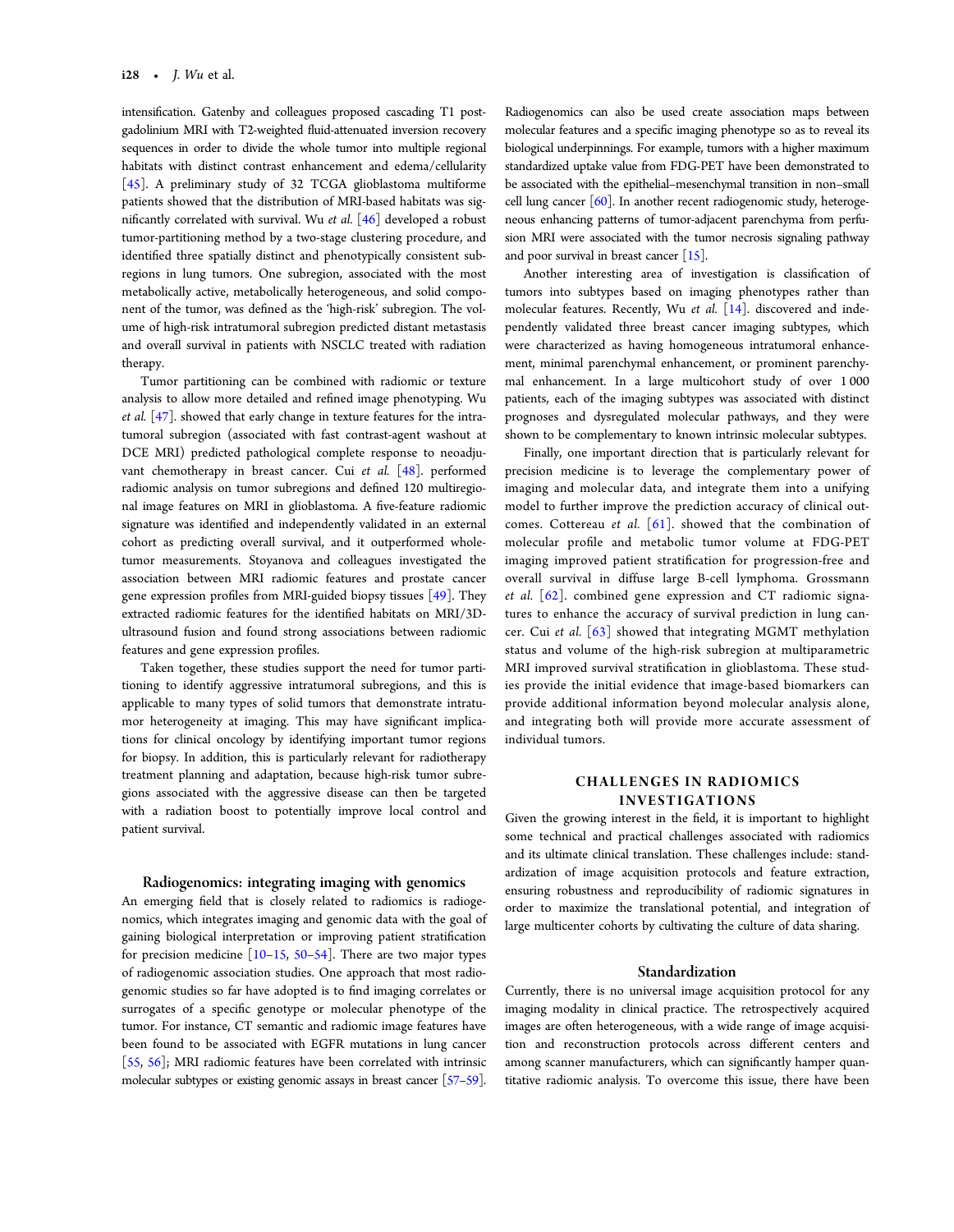intensification. Gatenby and colleagues proposed cascading T1 post-gadolinium MRI with T2-weighted fluid-attenuated inversion recovery sequences in order to divide the whole tumor into multiple regional habitats with distinct contrast enhancement and edema/cellularity [45]. A preliminary study of 32 TCGA glioblastoma multiforme patients showed that the distribution of MRI-based habitats was significantly correlated with survival. Wu *et al.* [46] developed a robust tumor-partitioning method by a two-stage clustering procedure, and identified three spatially distinct and phenotypically consistent subregions in lung tumors. One subregion, associated with the most metabolically active, metabolically heterogeneous, and solid component of the tumor, was defined as the 'high-risk' subregion. The volume of high-risk intratumoral subregion predicted distant metastasis and overall survival in patients with NSCLC treated with radiation therapy.

Tumor partitioning can be combined with radiomic or texture analysis to allow more detailed and refined image phenotyping. Wu *et al.* [47]. showed that early change in texture features for the intratumoral subregion (associated with fast contrast-agent washout at DCE MRI) predicted pathological complete response to neoadjuvant chemotherapy in breast cancer. Cui *et al.* [48]. performed radiomic analysis on tumor subregions and defined 120 multiregional image features on MRI in glioblastoma. A five-feature radiomic signature was identified and independently validated in an external cohort as predicting overall survival, and it outperformed whole-tumor measurements. Stoyanova and colleagues investigated the association between MRI radiomic features and prostate cancer gene expression profiles from MRI-guided biopsy tissues [49]. They extracted radiomic features for the identified habitats on MRI/3D-ultrasound fusion and found strong associations between radiomic features and gene expression profiles.

Taken together, these studies support the need for tumor partitioning to identify aggressive intratumoral subregions, and this is applicable to many types of solid tumors that demonstrate intratumor heterogeneity at imaging. This may have significant implications for clinical oncology by identifying important tumor regions for biopsy. In addition, this is particularly relevant for radiotherapy treatment planning and adaptation, because high-risk tumor subregions associated with the aggressive disease can then be targeted with a radiation boost to potentially improve local control and patient survival.

### Radiogenomics: integrating imaging with genomics

An emerging field that is closely related to radiomics is radiogenomics, which integrates imaging and genomic data with the goal of gaining biological interpretation or improving patient stratification for precision medicine [10–15, 50–54]. There are two major types of radiogenomic association studies. One approach that most radiogenomic studies so far have adopted is to find imaging correlates or surrogates of a specific genotype or molecular phenotype of the tumor. For instance, CT semantic and radiomic image features have been found to be associated with EGFR mutations in lung cancer [55, 56]; MRI radiomic features have been correlated with intrinsic molecular subtypes or existing genomic assays in breast cancer [57–59]. Radiogenomics can also be used create association maps between molecular features and a specific imaging phenotype so as to reveal its biological underpinnings. For example, tumors with a higher maximum standardized uptake value from FDG-PET have been demonstrated to be associated with the epithelial–mesenchymal transition in non–small cell lung cancer [60]. In another recent radiogenomic study, heterogeneous enhancing patterns of tumor-adjacent parenchyma from perfusion MRI were associated with the tumor necrosis signaling pathway and poor survival in breast cancer [15].

Another interesting area of investigation is classification of tumors into subtypes based on imaging phenotypes rather than molecular features. Recently, Wu *et al.* [14]. discovered and independently validated three breast cancer imaging subtypes, which were characterized as having homogeneous intratumoral enhancement, minimal parenchymal enhancement, or prominent parenchymal enhancement. In a large multicohort study of over 1 000 patients, each of the imaging subtypes was associated with distinct prognoses and dysregulated molecular pathways, and they were shown to be complementary to known intrinsic molecular subtypes.

Finally, one important direction that is particularly relevant for precision medicine is to leverage the complementary power of imaging and molecular data, and integrate them into a unifying model to further improve the prediction accuracy of clinical outcomes. Cottereau *et al.* [61]. showed that the combination of molecular profile and metabolic tumor volume at FDG-PET imaging improved patient stratification for progression-free and overall survival in diffuse large B-cell lymphoma. Grossmann *et al.* [62]. combined gene expression and CT radiomic signatures to enhance the accuracy of survival prediction in lung cancer. Cui *et al.* [63] showed that integrating MGMT methylation status and volume of the high-risk subregion at multiparametric MRI improved survival stratification in glioblastoma. These studies provide the initial evidence that image-based biomarkers can provide additional information beyond molecular analysis alone, and integrating both will provide more accurate assessment of individual tumors.

## CHALLENGES IN RADIOMICS INVESTIGATIONS

Given the growing interest in the field, it is important to highlight some technical and practical challenges associated with radiomics and its ultimate clinical translation. These challenges include: standardization of image acquisition protocols and feature extraction, ensuring robustness and reproducibility of radiomic signatures in order to maximize the translational potential, and integration of large multicenter cohorts by cultivating the culture of data sharing.

### Standardization

Currently, there is no universal image acquisition protocol for any imaging modality in clinical practice. The retrospectively acquired images are often heterogeneous, with a wide range of image acquisition and reconstruction protocols across different centers and among scanner manufacturers, which can significantly hamper quantitative radiomic analysis. To overcome this issue, there have been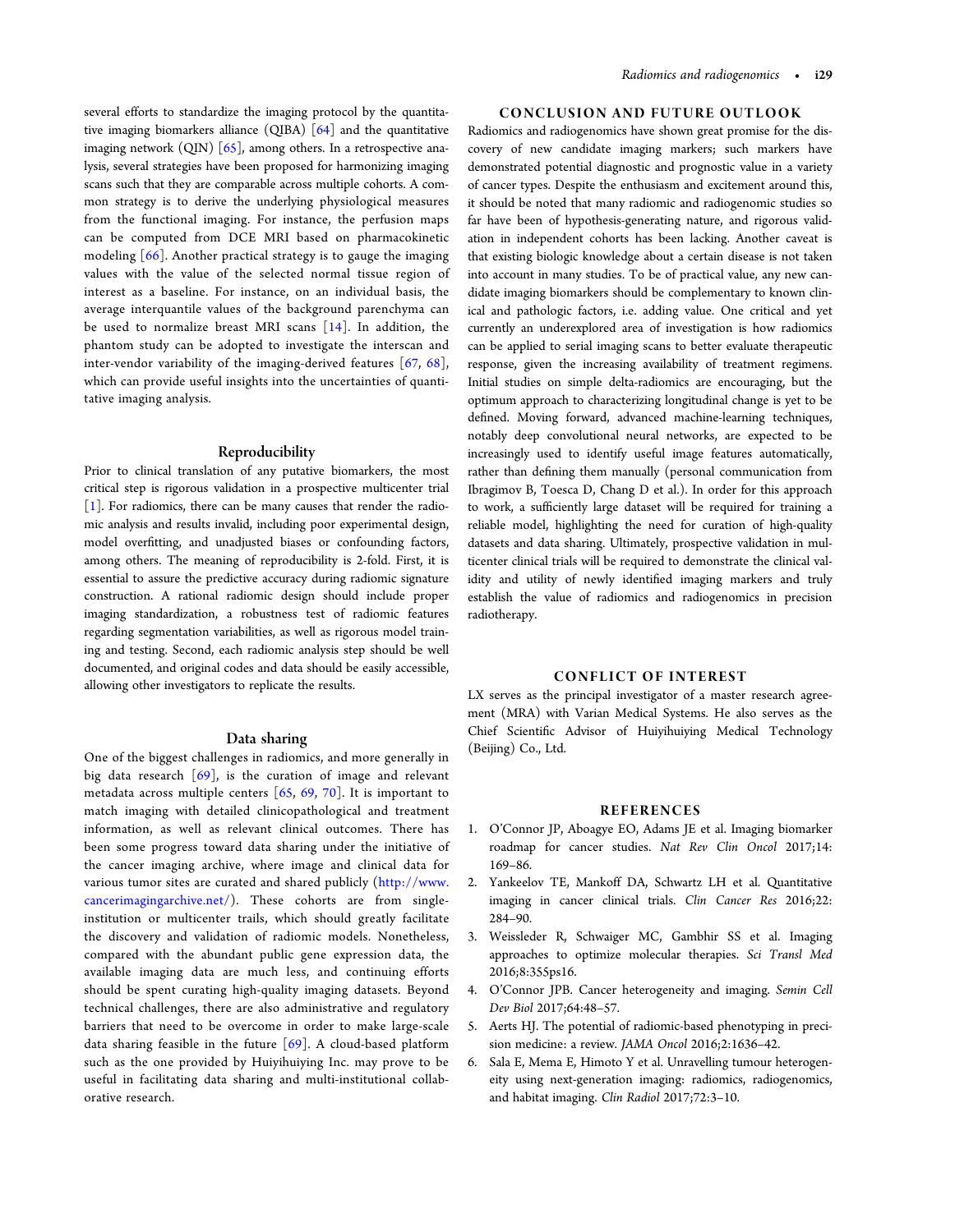several efforts to standardize the imaging protocol by the quantitative imaging biomarkers alliance (QIBA) [64] and the quantitative imaging network (QIN) [65], among others. In a retrospective analysis, several strategies have been proposed for harmonizing imaging scans such that they are comparable across multiple cohorts. A common strategy is to derive the underlying physiological measures from the functional imaging. For instance, the perfusion maps can be computed from DCE MRI based on pharmacokinetic modeling [66]. Another practical strategy is to gauge the imaging values with the value of the selected normal tissue region of interest as a baseline. For instance, on an individual basis, the average interquantile values of the background parenchyma can be used to normalize breast MRI scans [14]. In addition, the phantom study can be adopted to investigate the interscan and inter-vendor variability of the imaging-derived features [67, 68], which can provide useful insights into the uncertainties of quantitative imaging analysis.

### Reproducibility

Prior to clinical translation of any putative biomarkers, the most critical step is rigorous validation in a prospective multicenter trial [1]. For radiomics, there can be many causes that render the radiomic analysis and results invalid, including poor experimental design, model overfitting, and unadjusted biases or confounding factors, among others. The meaning of reproducibility is 2-fold. First, it is essential to assure the predictive accuracy during radiomic signature construction. A rational radiomic design should include proper imaging standardization, a robustness test of radiomic features regarding segmentation variabilities, as well as rigorous model training and testing. Second, each radiomic analysis step should be well documented, and original codes and data should be easily accessible, allowing other investigators to replicate the results.

### Data sharing

One of the biggest challenges in radiomics, and more generally in big data research [69], is the curation of image and relevant metadata across multiple centers [65, 69, 70]. It is important to match imaging with detailed clinicopathological and treatment information, as well as relevant clinical outcomes. There has been some progress toward data sharing under the initiative of the cancer imaging archive, where image and clinical data for various tumor sites are curated and shared publicly (http://www.cancerimagingarchive.net/). These cohorts are from single-institution or multicenter trails, which should greatly facilitate the discovery and validation of radiomic models. Nonetheless, compared with the abundant public gene expression data, the available imaging data are much less, and continuing efforts should be spent curating high-quality imaging datasets. Beyond technical challenges, there are also administrative and regulatory barriers that need to be overcome in order to make large-scale data sharing feasible in the future [69]. A cloud-based platform such as the one provided by Huiyihuiying Inc. may prove to be useful in facilitating data sharing and multi-institutional collaborative research.

## CONCLUSION AND FUTURE OUTLOOK

Radiomics and radiogenomics have shown great promise for the discovery of new candidate imaging markers; such markers have demonstrated potential diagnostic and prognostic value in a variety of cancer types. Despite the enthusiasm and excitement around this, it should be noted that many radiomic and radiogenomic studies so far have been of hypothesis-generating nature, and rigorous validation in independent cohorts has been lacking. Another caveat is that existing biologic knowledge about a certain disease is not taken into account in many studies. To be of practical value, any new candidate imaging biomarkers should be complementary to known clinical and pathologic factors, i.e. adding value. One critical and yet currently an underexplored area of investigation is how radiomics can be applied to serial imaging scans to better evaluate therapeutic response, given the increasing availability of treatment regimens. Initial studies on simple delta-radiomics are encouraging, but the optimum approach to characterizing longitudinal change is yet to be defined. Moving forward, advanced machine-learning techniques, notably deep convolutional neural networks, are expected to be increasingly used to identify useful image features automatically, rather than defining them manually (personal communication from Ibragimov B, Toesca D, Chang D et al.). In order for this approach to work, a sufficiently large dataset will be required for training a reliable model, highlighting the need for curation of high-quality datasets and data sharing. Ultimately, prospective validation in multicenter clinical trials will be required to demonstrate the clinical validity and utility of newly identified imaging markers and truly establish the value of radiomics and radiogenomics in precision radiotherapy.

## CONFLICT OF INTEREST

LX serves as the principal investigator of a master research agreement (MRA) with Varian Medical Systems. He also serves as the Chief Scientific Advisor of Huiyihuiying Medical Technology (Beijing) Co., Ltd.

## REFERENCES

1. O'Connor JP, Aboagye EO, Adams JE et al. Imaging biomarker roadmap for cancer studies. *Nat Rev Clin Oncol* 2017;14: 169–86.
2. Yankeelov TE, Mankoff DA, Schwartz LH et al. Quantitative imaging in cancer clinical trials. *Clin Cancer Res* 2016;22: 284–90.
3. Weissleder R, Schwaiger MC, Gambhir SS et al. Imaging approaches to optimize molecular therapies. *Sci Transl Med* 2016;8:355ps16.
4. O'Connor JPB. Cancer heterogeneity and imaging. *Semin Cell Dev Biol* 2017;64:48–57.
5. Aerts HJ. The potential of radiomic-based phenotyping in precision medicine: a review. *JAMA Oncol* 2016;2:1636–42.
6. Sala E, Mema E, Himoto Y et al. Unravelling tumour heterogeneity using next-generation imaging: radiomics, radiogenomics, and habitat imaging. *Clin Radiol* 2017;72:3–10.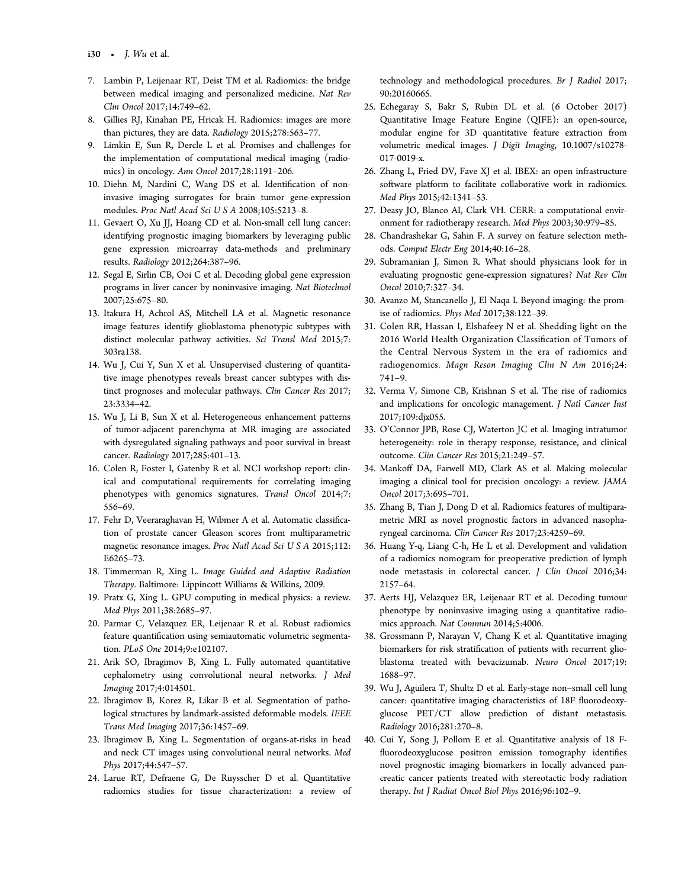7. Lambin P, Leijenaar RT, Deist TM et al. Radiomics: the bridge between medical imaging and personalized medicine. *Nat Rev Clin Oncol* 2017;14:749–62.
8. Gillies RJ, Kinahan PE, Hricak H. Radiomics: images are more than pictures, they are data. *Radiology* 2015;278:563–77.
9. Limkin E, Sun R, Dercle L et al. Promises and challenges for the implementation of computational medical imaging (radiomics) in oncology. *Ann Oncol* 2017;28:1191–206.
10. Diehn M, Nardini C, Wang DS et al. Identification of noninvasive imaging surrogates for brain tumor gene-expression modules. *Proc Natl Acad Sci U S A* 2008;105:5213–8.
11. Gevaert O, Xu JJ, Hoang CD et al. Non-small cell lung cancer: identifying prognostic imaging biomarkers by leveraging public gene expression microarray data-methods and preliminary results. *Radiology* 2012;264:387–96.
12. Segal E, Sirlin CB, Ooi C et al. Decoding global gene expression programs in liver cancer by noninvasive imaging. *Nat Biotechnol* 2007;25:675–80.
13. Itakura H, Achrol AS, Mitchell LA et al. Magnetic resonance image features identify glioblastoma phenotypic subtypes with distinct molecular pathway activities. *Sci Transl Med* 2015;7: 303ra138.
14. Wu J, Cui Y, Sun X et al. Unsupervised clustering of quantitative image phenotypes reveals breast cancer subtypes with distinct prognoses and molecular pathways. *Clin Cancer Res* 2017; 23:3334–42.
15. Wu J, Li B, Sun X et al. Heterogeneous enhancement patterns of tumor-adjacent parenchyma at MR imaging are associated with dysregulated signaling pathways and poor survival in breast cancer. *Radiology* 2017;285:401–13.
16. Colen R, Foster I, Gatenby R et al. NCI workshop report: clinical and computational requirements for correlating imaging phenotypes with genomics signatures. *Transl Oncol* 2014;7: 556–69.
17. Fehr D, Veeraraghavan H, Wibmer A et al. Automatic classification of prostate cancer Gleason scores from multiparametric magnetic resonance images. *Proc Natl Acad Sci U S A* 2015;112: E6265–73.
18. Timmerman R, Xing L. *Image Guided and Adaptive Radiation Therapy*. Baltimore: Lippincott Williams & Wilkins, 2009.
19. Pratx G, Xing L. GPU computing in medical physics: a review. *Med Phys* 2011;38:2685–97.
20. Parmar C, Velazquez ER, Leijenaar R et al. Robust radiomics feature quantification using semiautomatic volumetric segmentation. *PLoS One* 2014;9:e102107.
21. Arik SO, Ibragimov B, Xing L. Fully automated quantitative cephalometry using convolutional neural networks. *J Med Imaging* 2017;4:014501.
22. Ibragimov B, Korez R, Likar B et al. Segmentation of pathological structures by landmark-assisted deformable models. *IEEE Trans Med Imaging* 2017;36:1457–69.
23. Ibragimov B, Xing L. Segmentation of organs-at-risks in head and neck CT images using convolutional neural networks. *Med Phys* 2017;44:547–57.
24. Larue RT, Defraene G, De Ruysscher D et al. Quantitative radiomics studies for tissue characterization: a review of technology and methodological procedures. *Br J Radiol* 2017; 90:20160665.
25. Echegaray S, Bakr S, Rubin DL et al. (6 October 2017) Quantitative Image Feature Engine (QIFE): an open-source, modular engine for 3D quantitative feature extraction from volumetric medical images. *J Digit Imaging*, 10.1007/s10278-017-0019-x.
26. Zhang L, Fried DV, Fave XJ et al. IBEX: an open infrastructure software platform to facilitate collaborative work in radiomics. *Med Phys* 2015;42:1341–53.
27. Deasy JO, Blanco AI, Clark VH. CERR: a computational environment for radiotherapy research. *Med Phys* 2003;30:979–85.
28. Chandrashekar G, Sahin F. A survey on feature selection methods. *Comput Electr Eng* 2014;40:16–28.
29. Subramanian J, Simon R. What should physicians look for in evaluating prognostic gene-expression signatures? *Nat Rev Clin Oncol* 2010;7:327–34.
30. Avanzo M, Stancanello J, El Naqa I. Beyond imaging: the promise of radiomics. *Phys Med* 2017;38:122–39.
31. Colen RR, Hassan I, Elshafeey N et al. Shedding light on the 2016 World Health Organization Classification of Tumors of the Central Nervous System in the era of radiomics and radiogenomics. *Magn Reson Imaging Clin N Am* 2016;24: 741–9.
32. Verma V, Simone CB, Krishnan S et al. The rise of radiomics and implications for oncologic management. *J Natl Cancer Inst* 2017;109:djx055.
33. O'Connor JPB, Rose CJ, Waterton JC et al. Imaging intratumor heterogeneity: role in therapy response, resistance, and clinical outcome. *Clin Cancer Res* 2015;21:249–57.
34. Mankoff DA, Farwell MD, Clark AS et al. Making molecular imaging a clinical tool for precision oncology: a review. *JAMA Oncol* 2017;3:695–701.
35. Zhang B, Tian J, Dong D et al. Radiomics features of multiparametric MRI as novel prognostic factors in advanced nasopharyngeal carcinoma. *Clin Cancer Res* 2017;23:4259–69.
36. Huang Y-q, Liang C-h, He L et al. Development and validation of a radiomics nomogram for preoperative prediction of lymph node metastasis in colorectal cancer. *J Clin Oncol* 2016;34: 2157–64.
37. Aerts HJ, Velazquez ER, Leijenaar RT et al. Decoding tumour phenotype by noninvasive imaging using a quantitative radiomics approach. *Nat Commun* 2014;5:4006.
38. Grossmann P, Narayan V, Chang K et al. Quantitative imaging biomarkers for risk stratification of patients with recurrent glioblastoma treated with bevacizumab. *Neuro Oncol* 2017;19: 1688–97.
39. Wu J, Aguilera T, Shultz D et al. Early-stage non–small cell lung cancer: quantitative imaging characteristics of 18F fluorodeoxyglucose PET/CT allow prediction of distant metastasis. *Radiology* 2016;281:270–8.
40. Cui Y, Song J, Pollom E et al. Quantitative analysis of 18 F-fluorodeoxyglucose positron emission tomography identifies novel prognostic imaging biomarkers in locally advanced pancreatic cancer patients treated with stereotactic body radiation therapy. *Int J Radiat Oncol Biol Phys* 2016;96:102–9.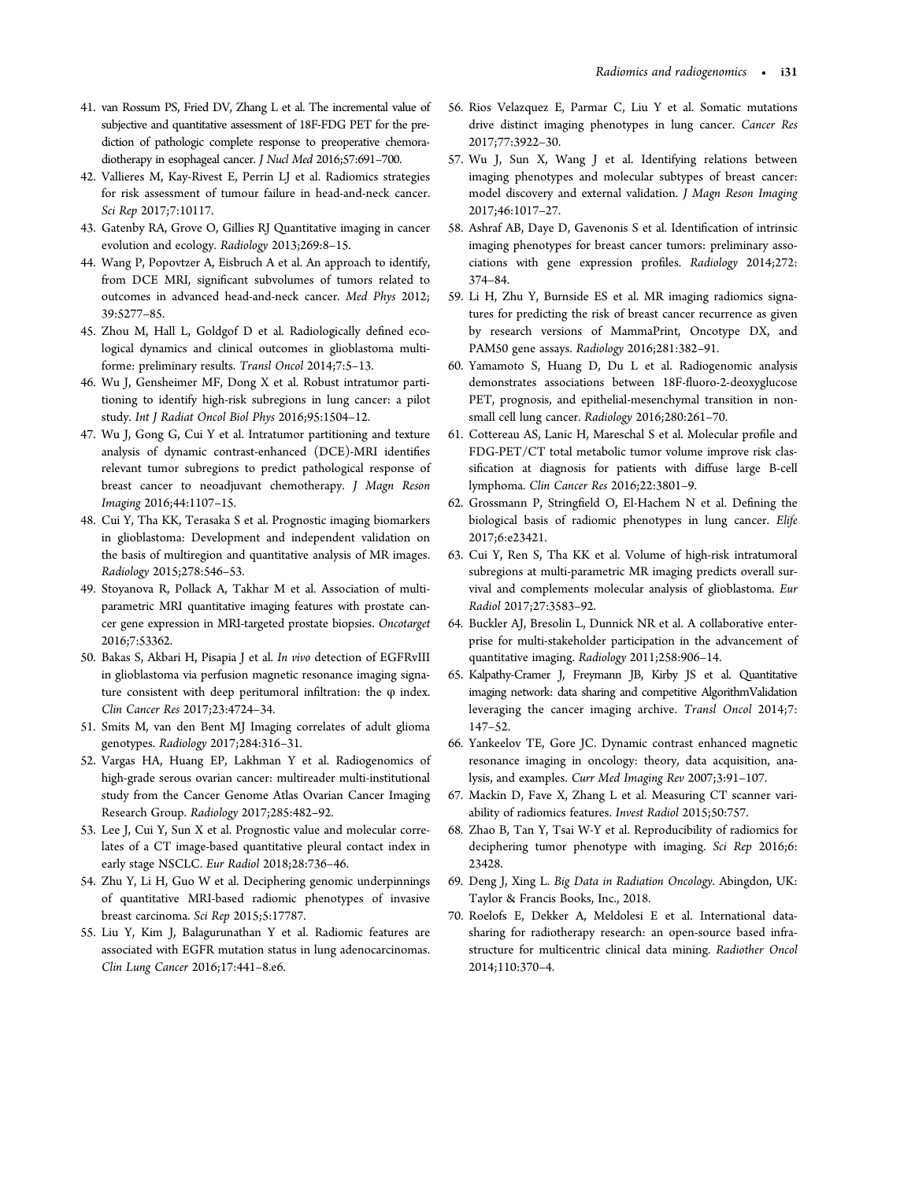41. van Rossum PS, Fried DV, Zhang L et al. The incremental value of subjective and quantitative assessment of 18F-FDG PET for the prediction of pathologic complete response to preoperative chemoradiotherapy in esophageal cancer. *J Nucl Med* 2016;57:691–700.
42. Vallieres M, Kay-Rivest E, Perrin LJ et al. Radiomics strategies for risk assessment of tumour failure in head-and-neck cancer. *Sci Rep* 2017;7:10117.
43. Gatenby RA, Grove O, Gillies RJ Quantitative imaging in cancer evolution and ecology. *Radiology* 2013;269:8–15.
44. Wang P, Popovtzer A, Eisbruch A et al. An approach to identify, from DCE MRI, significant subvolumes of tumors related to outcomes in advanced head-and-neck cancer. *Med Phys* 2012; 39:5277–85.
45. Zhou M, Hall L, Goldgof D et al. Radiologically defined ecological dynamics and clinical outcomes in glioblastoma multiforme: preliminary results. *Transl Oncol* 2014;7:5–13.
46. Wu J, Gensheimer MF, Dong X et al. Robust intratumor partitioning to identify high-risk subregions in lung cancer: a pilot study. *Int J Radiat Oncol Biol Phys* 2016;95:1504–12.
47. Wu J, Gong G, Cui Y et al. Intratumor partitioning and texture analysis of dynamic contrast-enhanced (DCE)-MRI identifies relevant tumor subregions to predict pathological response of breast cancer to neoadjuvant chemotherapy. *J Magn Reson Imaging* 2016;44:1107–15.
48. Cui Y, Tha KK, Terasaka S et al. Prognostic imaging biomarkers in glioblastoma: Development and independent validation on the basis of multiregion and quantitative analysis of MR images. *Radiology* 2015;278:546–53.
49. Stoyanova R, Pollack A, Takhar M et al. Association of multiparametric MRI quantitative imaging features with prostate cancer gene expression in MRI-targeted prostate biopsies. *Oncotarget* 2016;7:53362.
50. Bakas S, Akbari H, Pisapia J et al. *In vivo* detection of EGFRvIII in glioblastoma via perfusion magnetic resonance imaging signature consistent with deep peritumoral infiltration: the φ index. *Clin Cancer Res* 2017;23:4724–34.
51. Smits M, van den Bent MJ Imaging correlates of adult glioma genotypes. *Radiology* 2017;284:316–31.
52. Vargas HA, Huang EP, Lakhman Y et al. Radiogenomics of high-grade serous ovarian cancer: multireader multi-institutional study from the Cancer Genome Atlas Ovarian Cancer Imaging Research Group. *Radiology* 2017;285:482–92.
53. Lee J, Cui Y, Sun X et al. Prognostic value and molecular correlates of a CT image-based quantitative pleural contact index in early stage NSCLC. *Eur Radiol* 2018;28:736–46.
54. Zhu Y, Li H, Guo W et al. Deciphering genomic underpinnings of quantitative MRI-based radiomic phenotypes of invasive breast carcinoma. *Sci Rep* 2015;5:17787.
55. Liu Y, Kim J, Balagurunathan Y et al. Radiomic features are associated with EGFR mutation status in lung adenocarcinomas. *Clin Lung Cancer* 2016;17:441–8.e6.
56. Rios Velazquez E, Parmar C, Liu Y et al. Somatic mutations drive distinct imaging phenotypes in lung cancer. *Cancer Res* 2017;77:3922–30.
57. Wu J, Sun X, Wang J et al. Identifying relations between imaging phenotypes and molecular subtypes of breast cancer: model discovery and external validation. *J Magn Reson Imaging* 2017;46:1017–27.
58. Ashraf AB, Daye D, Gavenonis S et al. Identification of intrinsic imaging phenotypes for breast cancer tumors: preliminary associations with gene expression profiles. *Radiology* 2014;272: 374–84.
59. Li H, Zhu Y, Burnside ES et al. MR imaging radiomics signatures for predicting the risk of breast cancer recurrence as given by research versions of MammaPrint, Oncotype DX, and PAM50 gene assays. *Radiology* 2016;281:382–91.
60. Yamamoto S, Huang D, Du L et al. Radiogenomic analysis demonstrates associations between 18F-fluoro-2-deoxyglucose PET, prognosis, and epithelial-mesenchymal transition in non-small cell lung cancer. *Radiology* 2016;280:261–70.
61. Cottereau AS, Lanic H, Mareschal S et al. Molecular profile and FDG-PET/CT total metabolic tumor volume improve risk classification at diagnosis for patients with diffuse large B-cell lymphoma. *Clin Cancer Res* 2016;22:3801–9.
62. Grossmann P, Stringfield O, El-Hachem N et al. Defining the biological basis of radiomic phenotypes in lung cancer. *Elife* 2017;6:e23421.
63. Cui Y, Ren S, Tha KK et al. Volume of high-risk intratumoral subregions at multi-parametric MR imaging predicts overall survival and complements molecular analysis of glioblastoma. *Eur Radiol* 2017;27:3583–92.
64. Buckler AJ, Bresolin L, Dunnick NR et al. A collaborative enterprise for multi-stakeholder participation in the advancement of quantitative imaging. *Radiology* 2011;258:906–14.
65. Kalpathy-Cramer J, Freymann JB, Kirby JS et al. Quantitative imaging network: data sharing and competitive AlgorithmValidation leveraging the cancer imaging archive. *Transl Oncol* 2014;7: 147–52.
66. Yankeelov TE, Gore JC. Dynamic contrast enhanced magnetic resonance imaging in oncology: theory, data acquisition, analysis, and examples. *Curr Med Imaging Rev* 2007;3:91–107.
67. Mackin D, Fave X, Zhang L et al. Measuring CT scanner variability of radiomics features. *Invest Radiol* 2015;50:757.
68. Zhao B, Tan Y, Tsai W-Y et al. Reproducibility of radiomics for deciphering tumor phenotype with imaging. *Sci Rep* 2016;6: 23428.
69. Deng J, Xing L. *Big Data in Radiation Oncology*. Abingdon, UK: Taylor & Francis Books, Inc., 2018.
70. Roelofs E, Dekker A, Meldolesi E et al. International data-sharing for radiotherapy research: an open-source based infrastructure for multicentric clinical data mining. *Radiother Oncol* 2014;110:370–4.